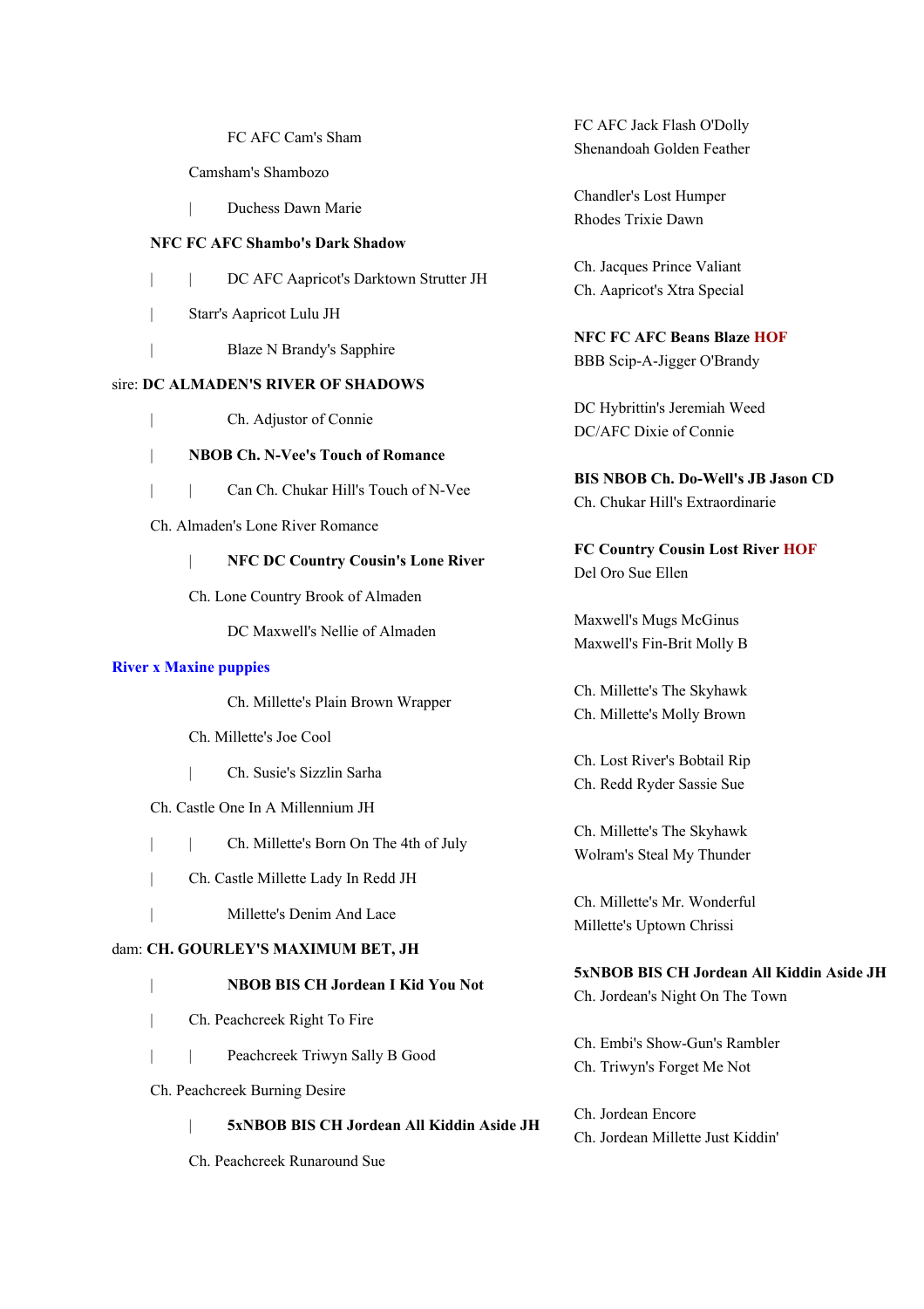FC AFC Cam's Sham

Camsham's Shambozo

| Duchess Dawn Marie

**NFC FC AFC Shambo's Dark Shadow**

| | DC AFC Aapricot's Darktown Strutter JH

| Starr's Aapricot Lulu JH

| Blaze N Brandy's Sapphire

sire: **DC ALMADEN'S RIVER OF SHADOWS**

| Ch. Adjustor of Connie

| **NBOB Ch. N-Vee's Touch of Romance**

| | Can Ch. Chukar Hill's Touch of N-Vee

Ch. Almaden's Lone River Romance

| **NFC DC Country Cousin's Lone River**

Ch. Lone Country Brook of Almaden

DC Maxwell's Nellie of Almaden

**River x Maxine puppies**

Ch. Millette's Plain Brown Wrapper

Ch. Millette's Joe Cool

| Ch. Susie's Sizzlin Sarha

Ch. Castle One In A Millennium JH

| | Ch. Millette's Born On The 4th of July

| Ch. Castle Millette Lady In Redd JH

| Millette's Denim And Lace

dam: **CH. GOURLEY'S MAXIMUM BET, JH**

| **NBOB BIS CH Jordean I Kid You Not**

| Ch. Peachcreek Right To Fire

| | Peachcreek Triwyn Sally B Good

Ch. Peachcreek Burning Desire

| **5xNBOB BIS CH Jordean All Kiddin Aside JH**

Ch. Peachcreek Runaround Sue

FC AFC Jack Flash O'Dolly
Shenandoah Golden Feather

Chandler's Lost Humper
Rhodes Trixie Dawn

Ch. Jacques Prince Valiant
Ch. Aapricot's Xtra Special

**NFC FC AFC Beans Blaze HOF**
BBB Scip-A-Jigger O'Brandy

DC Hybrittin's Jeremiah Weed
DC/AFC Dixie of Connie

**BIS NBOB Ch. Do-Well's JB Jason CD**
Ch. Chukar Hill's Extraordinarie

**FC Country Cousin Lost River HOF**
Del Oro Sue Ellen

Maxwell's Mugs McGinus
Maxwell's Fin-Brit Molly B

Ch. Millette's The Skyhawk
Ch. Millette's Molly Brown

Ch. Lost River's Bobtail Rip
Ch. Redd Ryder Sassie Sue

Ch. Millette's The Skyhawk
Wolram's Steal My Thunder

Ch. Millette's Mr. Wonderful
Millette's Uptown Chrissi

**5xNBOB BIS CH Jordean All Kiddin Aside JH**
Ch. Jordean's Night On The Town

Ch. Embi's Show-Gun's Rambler
Ch. Triwyn's Forget Me Not

Ch. Jordean Encore
Ch. Jordean Millette Just Kiddin'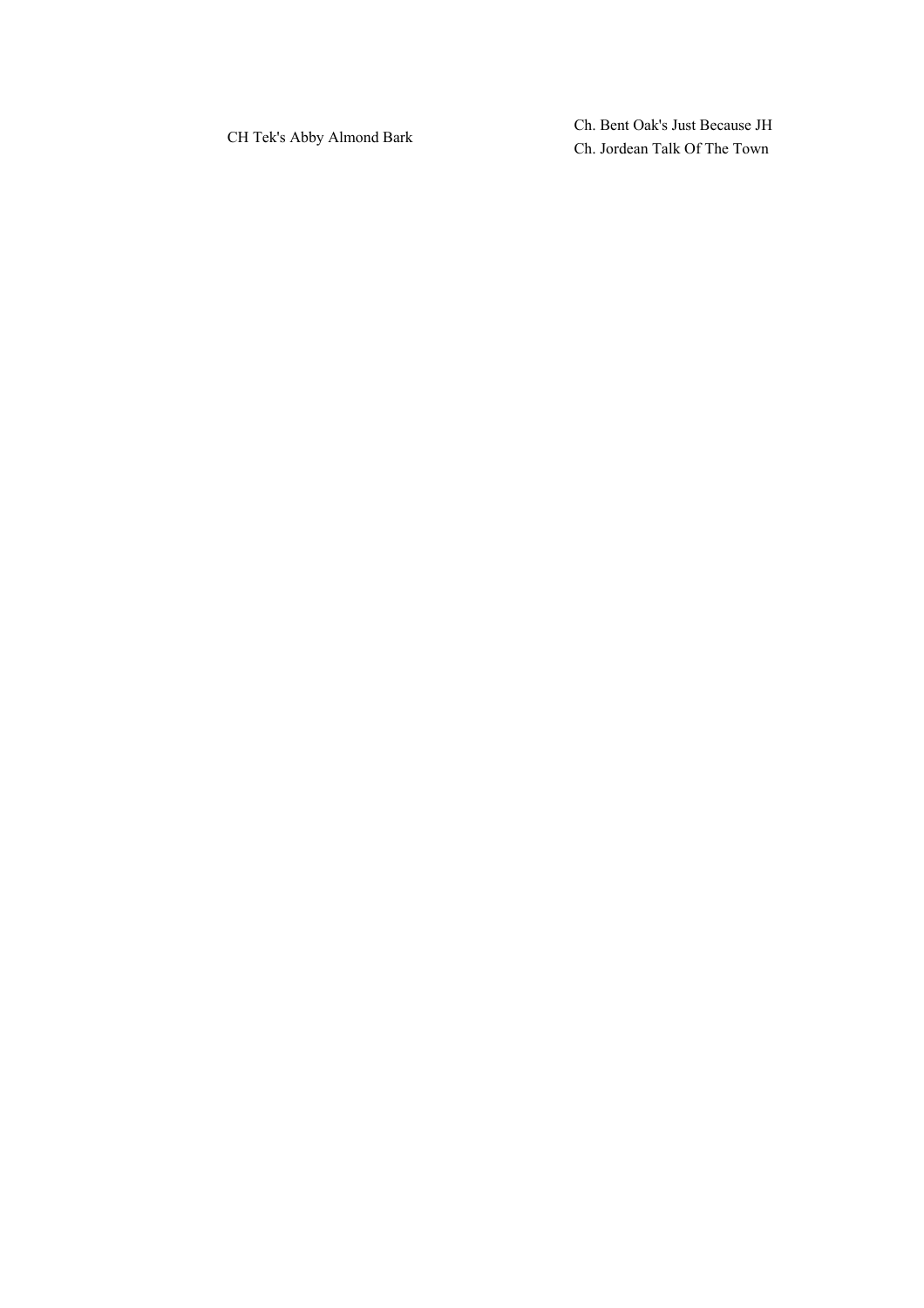| | |
|---|---|
| CH Tek's Abby Almond Bark | Ch. Bent Oak's Just Because JH |
| | Ch. Jordean Talk Of The Town |